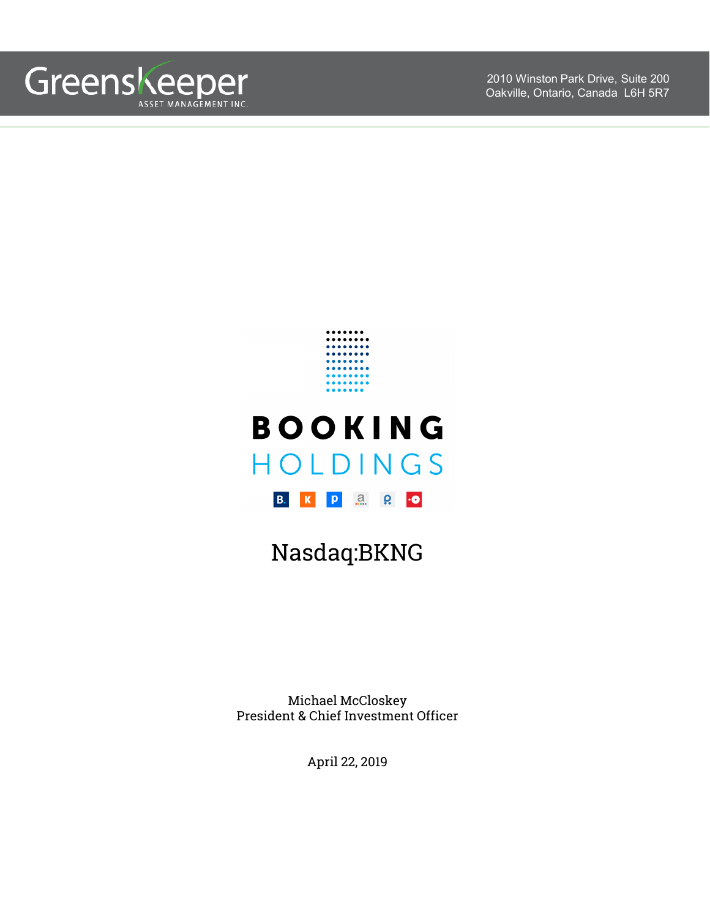Greenskeeper
ASSET MANAGEMENT INC.

2010 Winston Park Drive, Suite 200
Oakville, Ontario, Canada L6H 5R7

# BOOKING HOLDINGS

## Nasdaq:BKNG

Michael McCloskey
President & Chief Investment Officer

April 22, 2019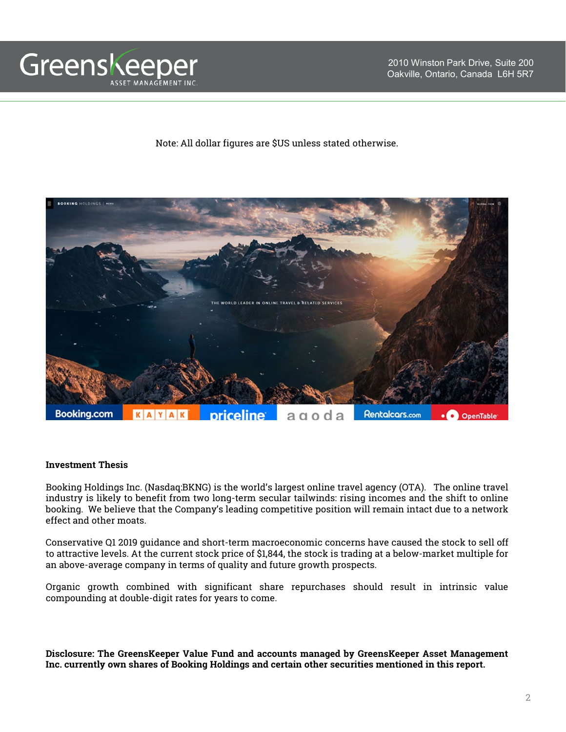Note: All dollar figures are $US unless stated otherwise.

**Investment Thesis**

Booking Holdings Inc. (Nasdaq:BKNG) is the world's largest online travel agency (OTA). The online travel industry is likely to benefit from two long-term secular tailwinds: rising incomes and the shift to online booking. We believe that the Company's leading competitive position will remain intact due to a network effect and other moats.

Conservative Q1 2019 guidance and short-term macroeconomic concerns have caused the stock to sell off to attractive levels. At the current stock price of $1,844, the stock is trading at a below-market multiple for an above-average company in terms of quality and future growth prospects.

Organic growth combined with significant share repurchases should result in intrinsic value compounding at double-digit rates for years to come.

**Disclosure: The GreensKeeper Value Fund and accounts managed by GreensKeeper Asset Management Inc. currently own shares of Booking Holdings and certain other securities mentioned in this report.**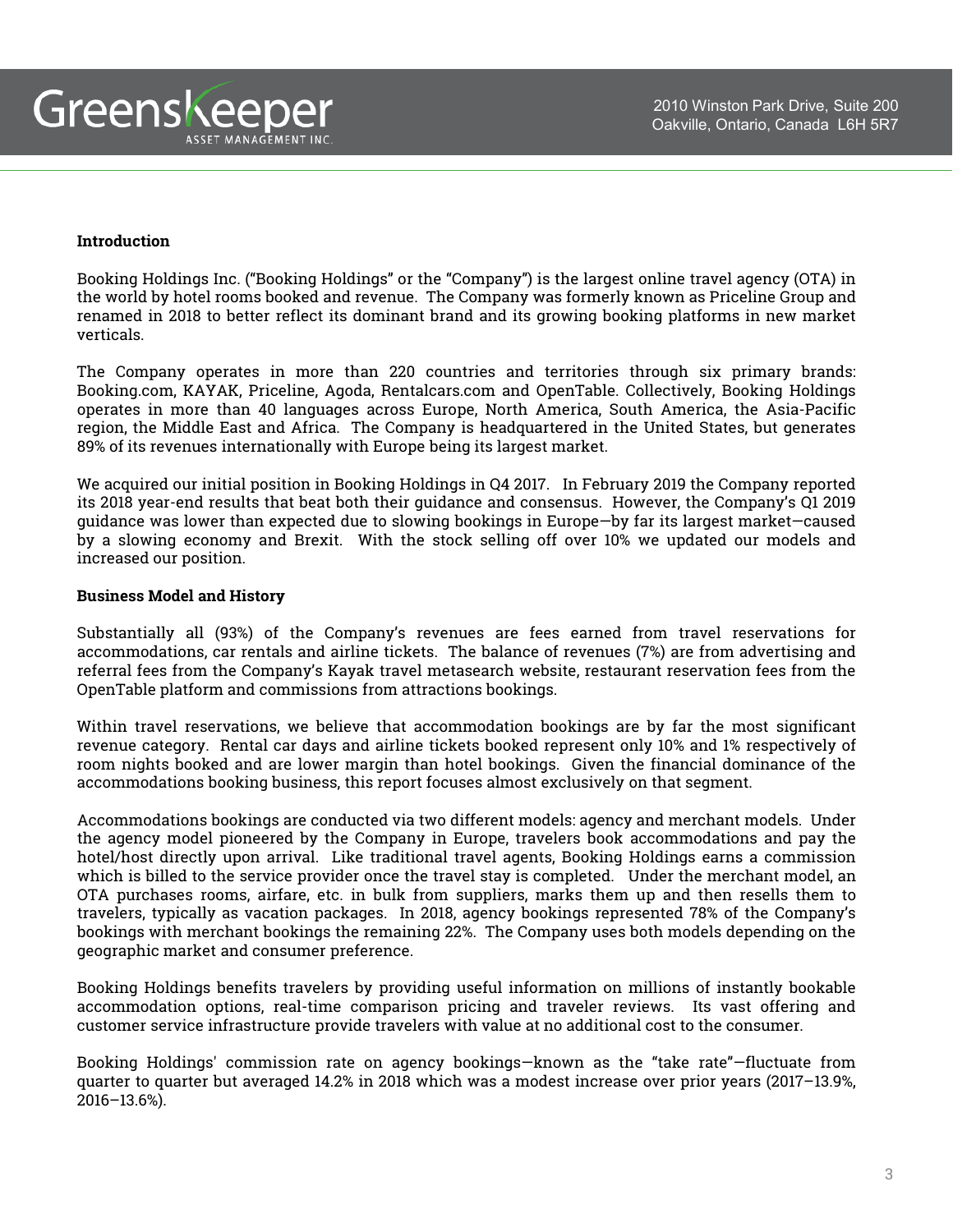## Introduction

Booking Holdings Inc. ("Booking Holdings" or the "Company") is the largest online travel agency (OTA) in the world by hotel rooms booked and revenue. The Company was formerly known as Priceline Group and renamed in 2018 to better reflect its dominant brand and its growing booking platforms in new market verticals.

The Company operates in more than 220 countries and territories through six primary brands: Booking.com, KAYAK, Priceline, Agoda, Rentalcars.com and OpenTable. Collectively, Booking Holdings operates in more than 40 languages across Europe, North America, South America, the Asia-Pacific region, the Middle East and Africa. The Company is headquartered in the United States, but generates 89% of its revenues internationally with Europe being its largest market.

We acquired our initial position in Booking Holdings in Q4 2017. In February 2019 the Company reported its 2018 year-end results that beat both their guidance and consensus. However, the Company's Q1 2019 guidance was lower than expected due to slowing bookings in Europe—by far its largest market—caused by a slowing economy and Brexit. With the stock selling off over 10% we updated our models and increased our position.

## Business Model and History

Substantially all (93%) of the Company's revenues are fees earned from travel reservations for accommodations, car rentals and airline tickets. The balance of revenues (7%) are from advertising and referral fees from the Company's Kayak travel metasearch website, restaurant reservation fees from the OpenTable platform and commissions from attractions bookings.

Within travel reservations, we believe that accommodation bookings are by far the most significant revenue category. Rental car days and airline tickets booked represent only 10% and 1% respectively of room nights booked and are lower margin than hotel bookings. Given the financial dominance of the accommodations booking business, this report focuses almost exclusively on that segment.

Accommodations bookings are conducted via two different models: agency and merchant models. Under the agency model pioneered by the Company in Europe, travelers book accommodations and pay the hotel/host directly upon arrival. Like traditional travel agents, Booking Holdings earns a commission which is billed to the service provider once the travel stay is completed. Under the merchant model, an OTA purchases rooms, airfare, etc. in bulk from suppliers, marks them up and then resells them to travelers, typically as vacation packages. In 2018, agency bookings represented 78% of the Company's bookings with merchant bookings the remaining 22%. The Company uses both models depending on the geographic market and consumer preference.

Booking Holdings benefits travelers by providing useful information on millions of instantly bookable accommodation options, real-time comparison pricing and traveler reviews. Its vast offering and customer service infrastructure provide travelers with value at no additional cost to the consumer.

Booking Holdings' commission rate on agency bookings—known as the "take rate"—fluctuate from quarter to quarter but averaged 14.2% in 2018 which was a modest increase over prior years (2017–13.9%, 2016–13.6%).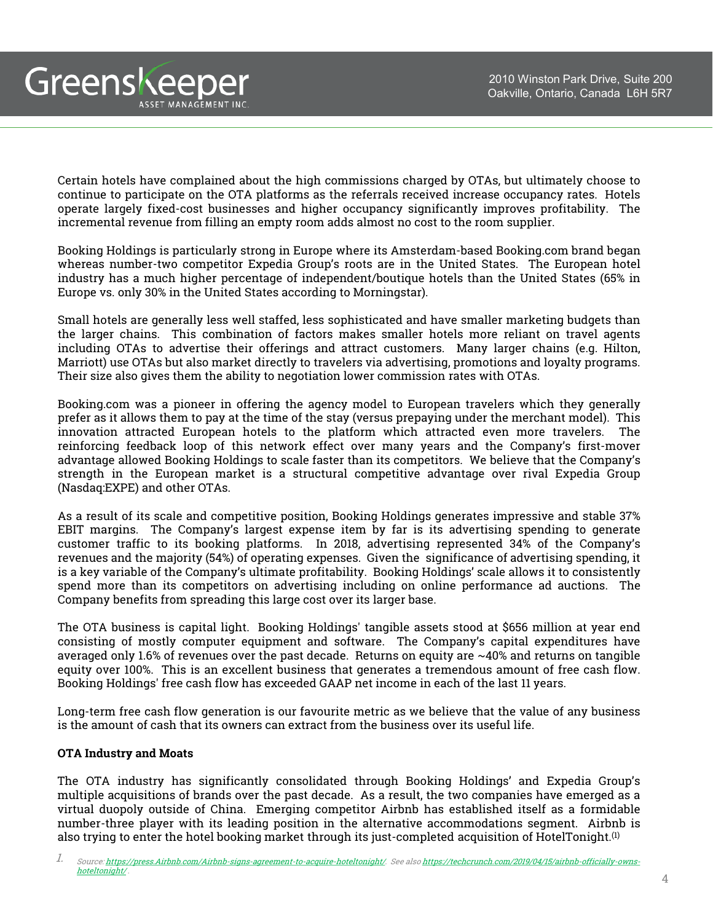Certain hotels have complained about the high commissions charged by OTAs, but ultimately choose to continue to participate on the OTA platforms as the referrals received increase occupancy rates. Hotels operate largely fixed-cost businesses and higher occupancy significantly improves profitability. The incremental revenue from filling an empty room adds almost no cost to the room supplier.

Booking Holdings is particularly strong in Europe where its Amsterdam-based Booking.com brand began whereas number-two competitor Expedia Group's roots are in the United States. The European hotel industry has a much higher percentage of independent/boutique hotels than the United States (65% in Europe vs. only 30% in the United States according to Morningstar).

Small hotels are generally less well staffed, less sophisticated and have smaller marketing budgets than the larger chains. This combination of factors makes smaller hotels more reliant on travel agents including OTAs to advertise their offerings and attract customers. Many larger chains (e.g. Hilton, Marriott) use OTAs but also market directly to travelers via advertising, promotions and loyalty programs. Their size also gives them the ability to negotiation lower commission rates with OTAs.

Booking.com was a pioneer in offering the agency model to European travelers which they generally prefer as it allows them to pay at the time of the stay (versus prepaying under the merchant model). This innovation attracted European hotels to the platform which attracted even more travelers. The reinforcing feedback loop of this network effect over many years and the Company's first-mover advantage allowed Booking Holdings to scale faster than its competitors. We believe that the Company's strength in the European market is a structural competitive advantage over rival Expedia Group (Nasdaq:EXPE) and other OTAs.

As a result of its scale and competitive position, Booking Holdings generates impressive and stable 37% EBIT margins. The Company's largest expense item by far is its advertising spending to generate customer traffic to its booking platforms. In 2018, advertising represented 34% of the Company's revenues and the majority (54%) of operating expenses. Given the significance of advertising spending, it is a key variable of the Company's ultimate profitability. Booking Holdings' scale allows it to consistently spend more than its competitors on advertising including on online performance ad auctions. The Company benefits from spreading this large cost over its larger base.

The OTA business is capital light. Booking Holdings' tangible assets stood at $656 million at year end consisting of mostly computer equipment and software. The Company's capital expenditures have averaged only 1.6% of revenues over the past decade. Returns on equity are ~40% and returns on tangible equity over 100%. This is an excellent business that generates a tremendous amount of free cash flow. Booking Holdings' free cash flow has exceeded GAAP net income in each of the last 11 years.

Long-term free cash flow generation is our favourite metric as we believe that the value of any business is the amount of cash that its owners can extract from the business over its useful life.

**OTA Industry and Moats**

The OTA industry has significantly consolidated through Booking Holdings' and Expedia Group's multiple acquisitions of brands over the past decade. As a result, the two companies have emerged as a virtual duopoly outside of China. Emerging competitor Airbnb has established itself as a formidable number-three player with its leading position in the alternative accommodations segment. Airbnb is also trying to enter the hotel booking market through its just-completed acquisition of HotelTonight.[1]

1. *Source: https://press.Airbnb.com/Airbnb-signs-agreement-to-acquire-hoteltonight/. See also https://techcrunch.com/2019/04/15/airbnb-officially-owns-hoteltonight/.*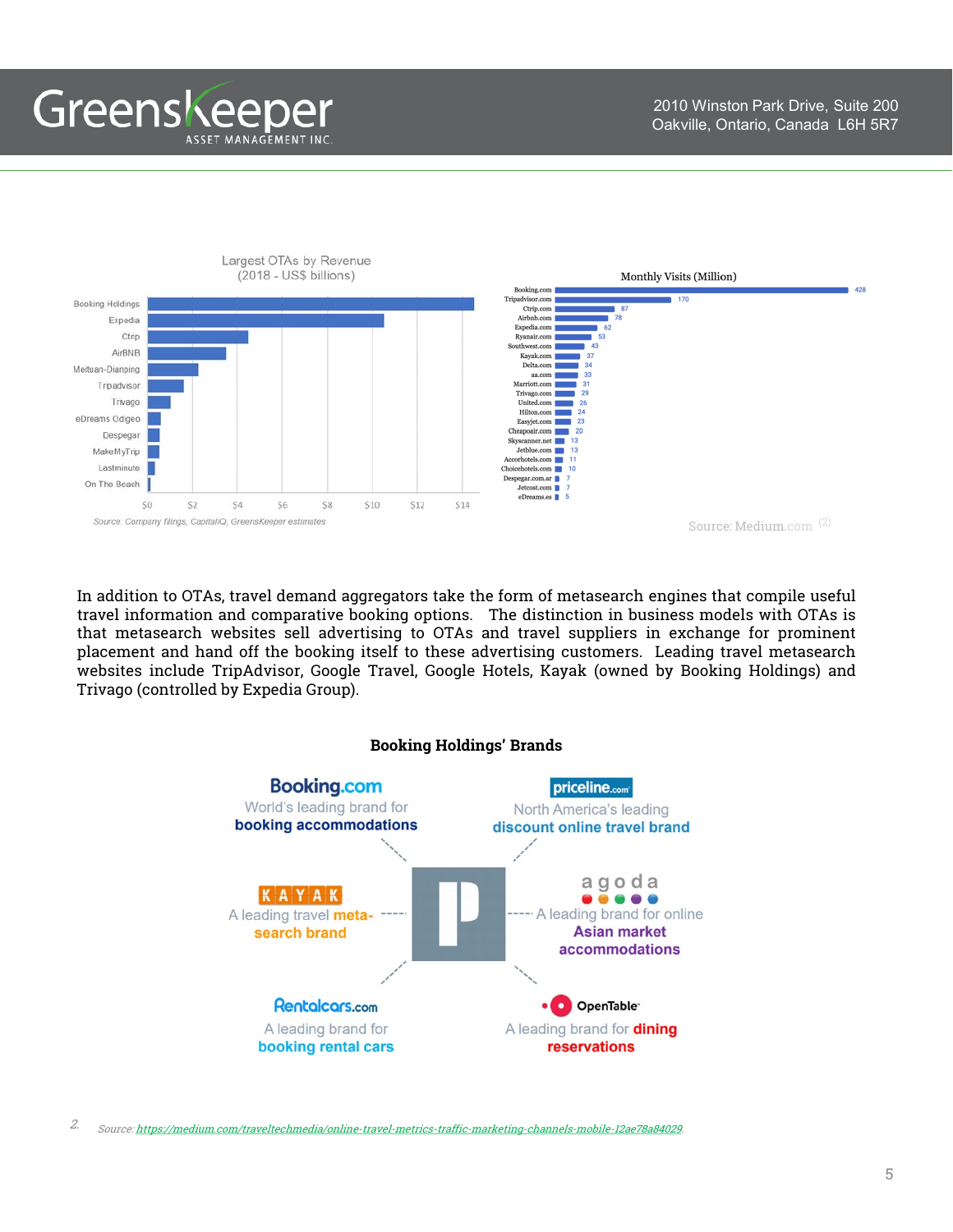**Largest OTAs by Revenue (2018 - US$ billions)**

Booking Holdings, Expedia, Ctrip, AirBNB, Meituan-Dianping, Tripadvisor, Trivago, eDreams Odigeo, Despegar, MakeMyTrip, Lastminute, On The Beach

Source: Company filings, CapitalIQ, GreensKeeper estimates

**Monthly Visits (Million)**

| Website | Monthly Visits (Million) |
|---|---|
| Booking.com | 428 |
| Tripadvisor.com | 170 |
| Ctrip.com | 87 |
| Airbnb.com | 78 |
| Expedia.com | 62 |
| Ryanair.com | 53 |
| Southwest.com | 43 |
| Kayak.com | 37 |
| Delta.com | 34 |
| aa.com | 33 |
| Marriott.com | 31 |
| Trivago.com | 29 |
| United.com | 26 |
| Hilton.com | 24 |
| Easyjet.com | 23 |
| Cheapoair.com | 20 |
| Skyscanner.net | 13 |
| Jetblue.com | 13 |
| Accorhotels.com | 11 |
| Choicehotels.com | 10 |
| Despegar.com.ar | 7 |
| Jetcost.com | 7 |
| eDreams.es | 5 |

Source: Medium.com [2]

In addition to OTAs, travel demand aggregators take the form of metasearch engines that compile useful travel information and comparative booking options. The distinction in business models with OTAs is that metasearch websites sell advertising to OTAs and travel suppliers in exchange for prominent placement and hand off the booking itself to these advertising customers. Leading travel metasearch websites include TripAdvisor, Google Travel, Google Hotels, Kayak (owned by Booking Holdings) and Trivago (controlled by Expedia Group).

**Booking Holdings' Brands**

- **Booking.com** – World's leading brand for booking accommodations
- **priceline.com** – North America's leading discount online travel brand
- **KAYAK** – A leading travel meta-search brand
- **agoda** – A leading brand for online Asian market accommodations
- **Rentalcars.com** – A leading brand for booking rental cars
- **OpenTable** – A leading brand for dining reservations

2. Source: https://medium.com/traveltechmedia/online-travel-metrics-traffic-marketing-channels-mobile-12ae78a84029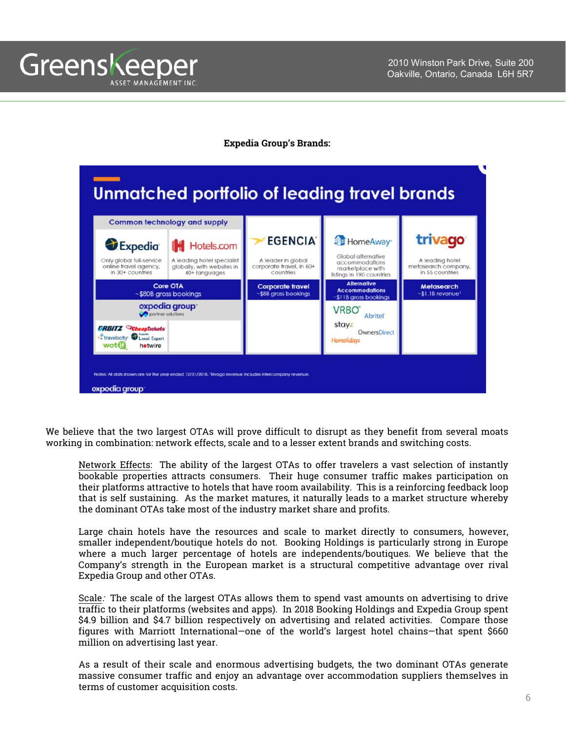**Expedia Group's Brands:**

## Unmatched portfolio of leading travel brands

| Common technology and supply | | | | |
|---|---|---|---|---|
| **Expedia** – Only global full-service online travel agency, in 30+ countries | **Hotels.com** – A leading hotel specialist globally, with websites in 40+ languages | **EGENCIA** – A leader in global corporate travel, in 60+ countries | **HomeAway** – Global alternative accommodations marketplace with listings in 190 countries | **trivago** – A leading hotel metasearch company, in 55 countries |
| Core OTA ~$80B gross bookings | | Corporate travel ~$8B gross bookings | Alternative Accommodations ~$11B gross bookings | Metasearch ~$1.1B revenue[1] |
| expedia group partner solutions; ORBITZ, CheapTickets, travelocity, Expedia Local Expert, wotif, hotwire | | | VRBO, Abritel, stayz, OwnersDirect, Homelidays | |

Notes: All stats shown are for the year ended 12/31/2018. [1]trivago revenue includes intercompany revenue.

expedia group

We believe that the two largest OTAs will prove difficult to disrupt as they benefit from several moats working in combination: network effects, scale and to a lesser extent brands and switching costs.

Network Effects: The ability of the largest OTAs to offer travelers a vast selection of instantly bookable properties attracts consumers. Their huge consumer traffic makes participation on their platforms attractive to hotels that have room availability. This is a reinforcing feedback loop that is self sustaining. As the market matures, it naturally leads to a market structure whereby the dominant OTAs take most of the industry market share and profits.

Large chain hotels have the resources and scale to market directly to consumers, however, smaller independent/boutique hotels do not. Booking Holdings is particularly strong in Europe where a much larger percentage of hotels are independents/boutiques. We believe that the Company's strength in the European market is a structural competitive advantage over rival Expedia Group and other OTAs.

Scale: The scale of the largest OTAs allows them to spend vast amounts on advertising to drive traffic to their platforms (websites and apps). In 2018 Booking Holdings and Expedia Group spent $4.9 billion and $4.7 billion respectively on advertising and related activities. Compare those figures with Marriott International—one of the world's largest hotel chains—that spent $660 million on advertising last year.

As a result of their scale and enormous advertising budgets, the two dominant OTAs generate massive consumer traffic and enjoy an advantage over accommodation suppliers themselves in terms of customer acquisition costs.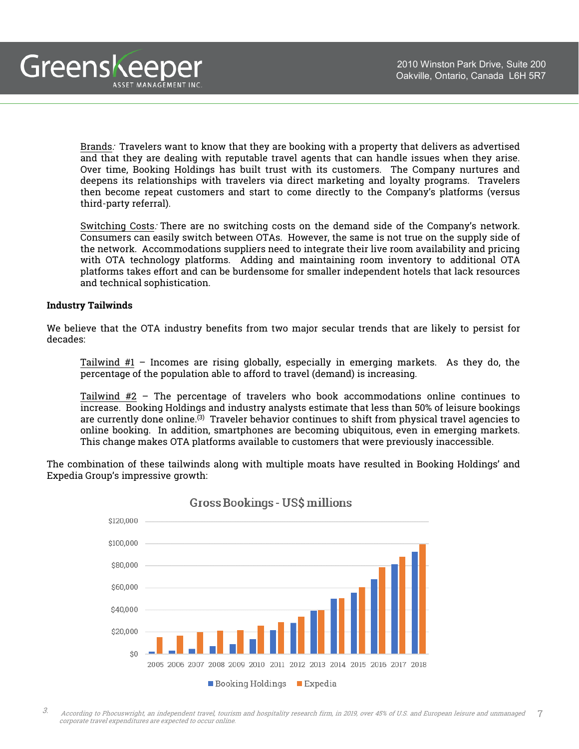Brands: Travelers want to know that they are booking with a property that delivers as advertised and that they are dealing with reputable travel agents that can handle issues when they arise. Over time, Booking Holdings has built trust with its customers. The Company nurtures and deepens its relationships with travelers via direct marketing and loyalty programs. Travelers then become repeat customers and start to come directly to the Company's platforms (versus third-party referral).

Switching Costs: There are no switching costs on the demand side of the Company's network. Consumers can easily switch between OTAs. However, the same is not true on the supply side of the network. Accommodations suppliers need to integrate their live room availability and pricing with OTA technology platforms. Adding and maintaining room inventory to additional OTA platforms takes effort and can be burdensome for smaller independent hotels that lack resources and technical sophistication.

**Industry Tailwinds**

We believe that the OTA industry benefits from two major secular trends that are likely to persist for decades:

Tailwind #1 – Incomes are rising globally, especially in emerging markets. As they do, the percentage of the population able to afford to travel (demand) is increasing.

Tailwind #2 – The percentage of travelers who book accommodations online continues to increase. Booking Holdings and industry analysts estimate that less than 50% of leisure bookings are currently done online.[3] Traveler behavior continues to shift from physical travel agencies to online booking. In addition, smartphones are becoming ubiquitous, even in emerging markets. This change makes OTA platforms available to customers that were previously inaccessible.

The combination of these tailwinds along with multiple moats have resulted in Booking Holdings' and Expedia Group's impressive growth:

**Gross Bookings - US$ millions**

(Bar chart: Booking Holdings and Expedia, 2005–2018; y-axis $0 to $120,000)

3. According to Phocuswright, an independent travel, tourism and hospitality research firm, in 2019, over 45% of U.S. and European leisure and unmanaged corporate travel expenditures are expected to occur online.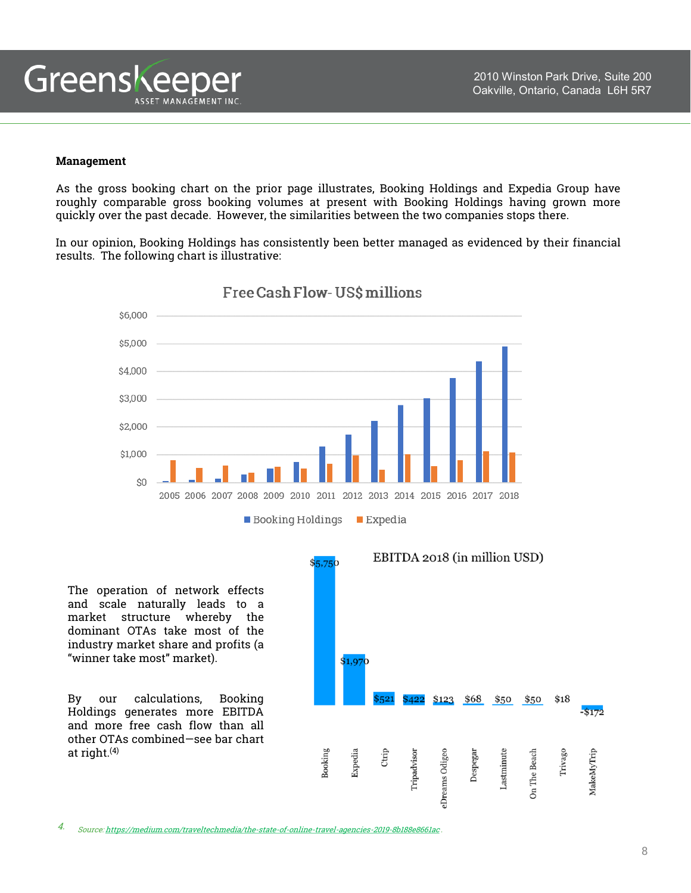**Management**

As the gross booking chart on the prior page illustrates, Booking Holdings and Expedia Group have roughly comparable gross booking volumes at present with Booking Holdings having grown more quickly over the past decade. However, the similarities between the two companies stops there.

In our opinion, Booking Holdings has consistently been better managed as evidenced by their financial results. The following chart is illustrative:

Free Cash Flow- US$ millions

The operation of network effects and scale naturally leads to a market structure whereby the dominant OTAs take most of the industry market share and profits (a "winner take most" market).

By our calculations, Booking Holdings generates more EBITDA and more free cash flow than all other OTAs combined—see bar chart at right.[4]

EBITDA 2018 (in million USD)

| Company | EBITDA 2018 (in million USD) |
|---|---|
| Booking | $5,750 |
| Expedia | $1,970 |
| Ctrip | $521 |
| Tripadvisor | $422 |
| eDreams Odigeo | $123 |
| Despegar | $68 |
| Lastminute | $50 |
| On The Beach | $50 |
| Trivago | $18 |
| MakeMyTrip | -$172 |

4. Source: https://medium.com/traveltechmedia/the-state-of-online-travel-agencies-2019-8b188e8661ac.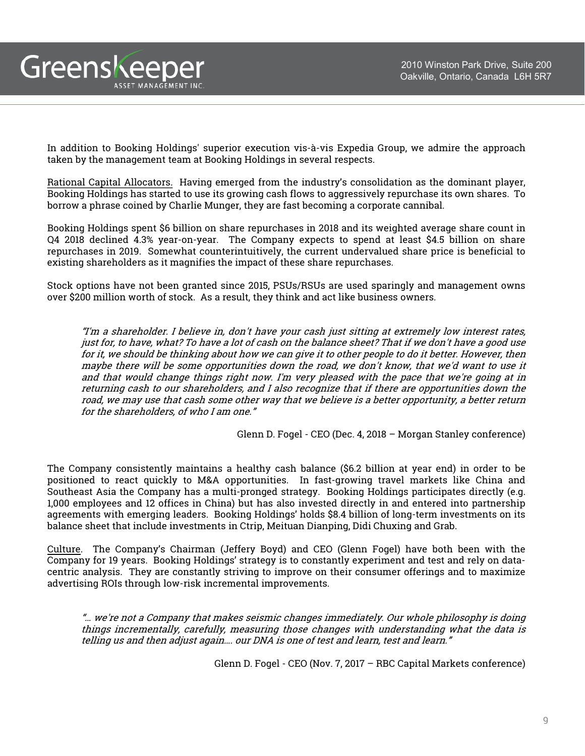In addition to Booking Holdings' superior execution vis-à-vis Expedia Group, we admire the approach taken by the management team at Booking Holdings in several respects.

Rational Capital Allocators. Having emerged from the industry's consolidation as the dominant player, Booking Holdings has started to use its growing cash flows to aggressively repurchase its own shares. To borrow a phrase coined by Charlie Munger, they are fast becoming a corporate cannibal.

Booking Holdings spent $6 billion on share repurchases in 2018 and its weighted average share count in Q4 2018 declined 4.3% year-on-year. The Company expects to spend at least $4.5 billion on share repurchases in 2019. Somewhat counterintuitively, the current undervalued share price is beneficial to existing shareholders as it magnifies the impact of these share repurchases.

Stock options have not been granted since 2015, PSUs/RSUs are used sparingly and management owns over $200 million worth of stock. As a result, they think and act like business owners.

> *"I'm a shareholder. I believe in, don't have your cash just sitting at extremely low interest rates, just for, to have, what? To have a lot of cash on the balance sheet? That if we don't have a good use for it, we should be thinking about how we can give it to other people to do it better. However, then maybe there will be some opportunities down the road, we don't know, that we'd want to use it and that would change things right now. I'm very pleased with the pace that we're going at in returning cash to our shareholders, and I also recognize that if there are opportunities down the road, we may use that cash some other way that we believe is a better opportunity, a better return for the shareholders, of who I am one."*
>
> Glenn D. Fogel - CEO (Dec. 4, 2018 – Morgan Stanley conference)

The Company consistently maintains a healthy cash balance ($6.2 billion at year end) in order to be positioned to react quickly to M&A opportunities. In fast-growing travel markets like China and Southeast Asia the Company has a multi-pronged strategy. Booking Holdings participates directly (e.g. 1,000 employees and 12 offices in China) but has also invested directly in and entered into partnership agreements with emerging leaders. Booking Holdings' holds $8.4 billion of long-term investments on its balance sheet that include investments in Ctrip, Meituan Dianping, Didi Chuxing and Grab.

Culture. The Company's Chairman (Jeffery Boyd) and CEO (Glenn Fogel) have both been with the Company for 19 years. Booking Holdings' strategy is to constantly experiment and test and rely on data-centric analysis. They are constantly striving to improve on their consumer offerings and to maximize advertising ROIs through low-risk incremental improvements.

> *"… we're not a Company that makes seismic changes immediately. Our whole philosophy is doing things incrementally, carefully, measuring those changes with understanding what the data is telling us and then adjust again…. our DNA is one of test and learn, test and learn."*
>
> Glenn D. Fogel - CEO (Nov. 7, 2017 – RBC Capital Markets conference)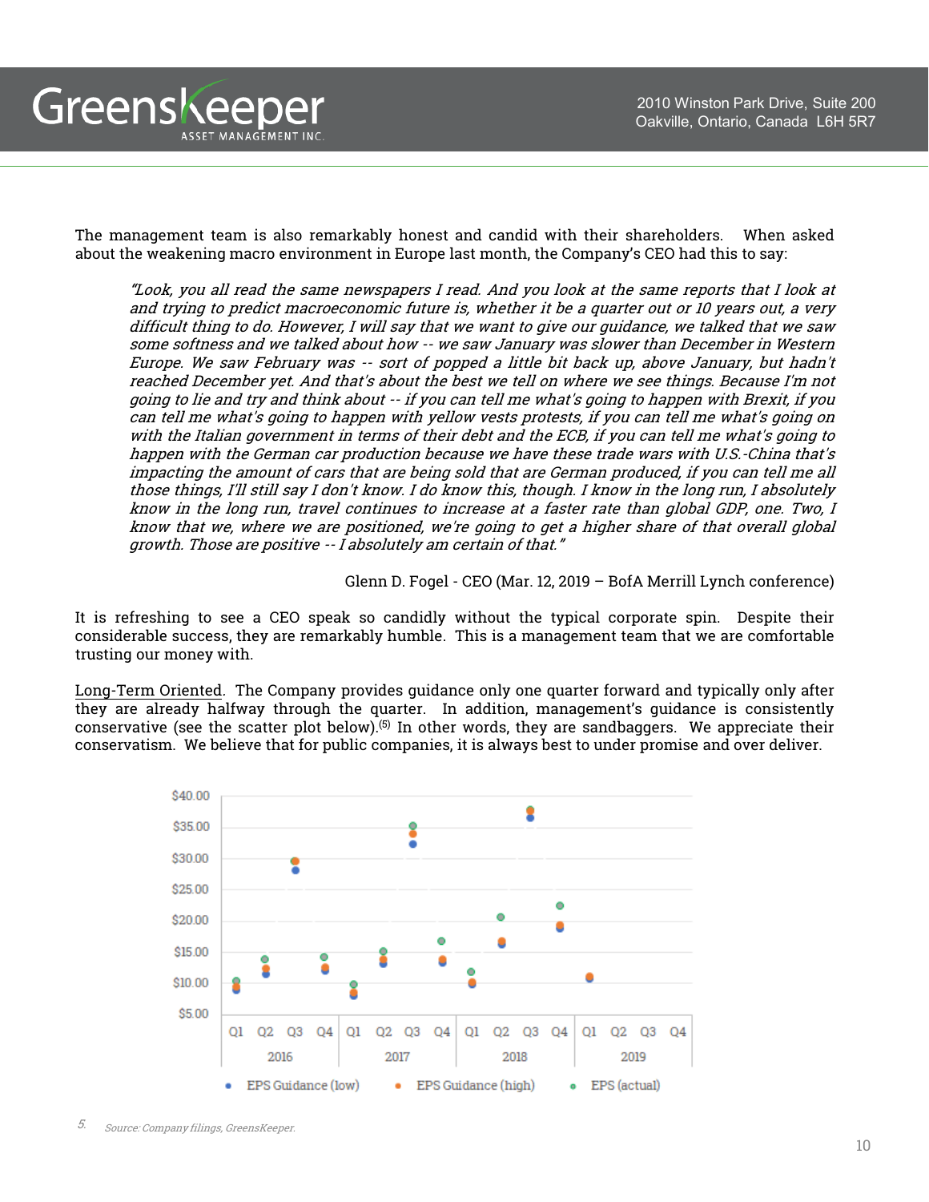The management team is also remarkably honest and candid with their shareholders. When asked about the weakening macro environment in Europe last month, the Company's CEO had this to say:

> *"Look, you all read the same newspapers I read. And you look at the same reports that I look at and trying to predict macroeconomic future is, whether it be a quarter out or 10 years out, a very difficult thing to do. However, I will say that we want to give our guidance, we talked that we saw some softness and we talked about how -- we saw January was slower than December in Western Europe. We saw February was -- sort of popped a little bit back up, above January, but hadn't reached December yet. And that's about the best we tell on where we see things. Because I'm not going to lie and try and think about -- if you can tell me what's going to happen with Brexit, if you can tell me what's going to happen with yellow vests protests, if you can tell me what's going on with the Italian government in terms of their debt and the ECB, if you can tell me what's going to happen with the German car production because we have these trade wars with U.S.-China that's impacting the amount of cars that are being sold that are German produced, if you can tell me all those things, I'll still say I don't know. I do know this, though. I know in the long run, I absolutely know in the long run, travel continues to increase at a faster rate than global GDP, one. Two, I know that we, where we are positioned, we're going to get a higher share of that overall global growth. Those are positive -- I absolutely am certain of that."*
>
> Glenn D. Fogel - CEO (Mar. 12, 2019 – BofA Merrill Lynch conference)

It is refreshing to see a CEO speak so candidly without the typical corporate spin. Despite their considerable success, they are remarkably humble. This is a management team that we are comfortable trusting our money with.

Long-Term Oriented. The Company provides guidance only one quarter forward and typically only after they are already halfway through the quarter. In addition, management's guidance is consistently conservative (see the scatter plot below).[5] In other words, they are sandbaggers. We appreciate their conservatism. We believe that for public companies, it is always best to under promise and over deliver.

5. Source: Company filings, GreensKeeper.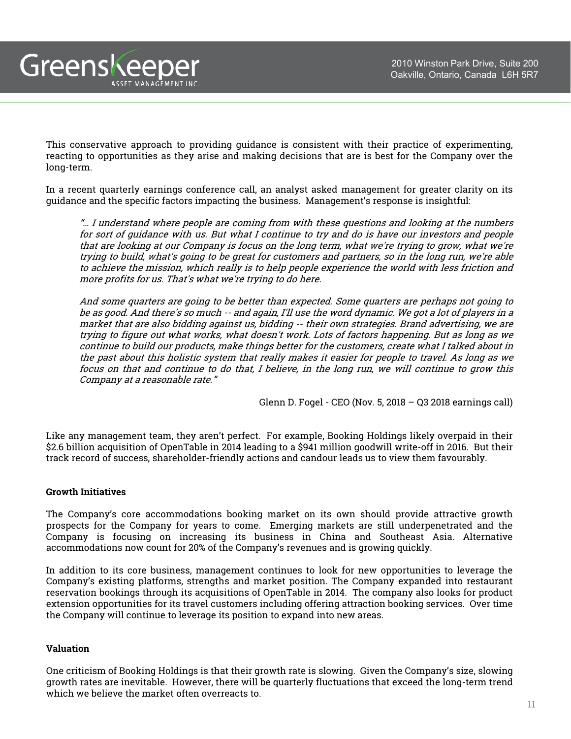This conservative approach to providing guidance is consistent with their practice of experimenting, reacting to opportunities as they arise and making decisions that are is best for the Company over the long-term.

In a recent quarterly earnings conference call, an analyst asked management for greater clarity on its guidance and the specific factors impacting the business. Management's response is insightful:

> *"… I understand where people are coming from with these questions and looking at the numbers for sort of guidance with us. But what I continue to try and do is have our investors and people that are looking at our Company is focus on the long term, what we're trying to grow, what we're trying to build, what's going to be great for customers and partners, so in the long run, we're able to achieve the mission, which really is to help people experience the world with less friction and more profits for us. That's what we're trying to do here.*
>
> *And some quarters are going to be better than expected. Some quarters are perhaps not going to be as good. And there's so much -- and again, I'll use the word dynamic. We got a lot of players in a market that are also bidding against us, bidding -- their own strategies. Brand advertising, we are trying to figure out what works, what doesn't work. Lots of factors happening. But as long as we continue to build our products, make things better for the customers, create what I talked about in the past about this holistic system that really makes it easier for people to travel. As long as we focus on that and continue to do that, I believe, in the long run, we will continue to grow this Company at a reasonable rate."*
>
> Glenn D. Fogel - CEO (Nov. 5, 2018 – Q3 2018 earnings call)

Like any management team, they aren't perfect. For example, Booking Holdings likely overpaid in their $2.6 billion acquisition of OpenTable in 2014 leading to a $941 million goodwill write-off in 2016. But their track record of success, shareholder-friendly actions and candour leads us to view them favourably.

**Growth Initiatives**

The Company's core accommodations booking market on its own should provide attractive growth prospects for the Company for years to come. Emerging markets are still underpenetrated and the Company is focusing on increasing its business in China and Southeast Asia. Alternative accommodations now count for 20% of the Company's revenues and is growing quickly.

In addition to its core business, management continues to look for new opportunities to leverage the Company's existing platforms, strengths and market position. The Company expanded into restaurant reservation bookings through its acquisitions of OpenTable in 2014. The company also looks for product extension opportunities for its travel customers including offering attraction booking services. Over time the Company will continue to leverage its position to expand into new areas.

**Valuation**

One criticism of Booking Holdings is that their growth rate is slowing. Given the Company's size, slowing growth rates are inevitable. However, there will be quarterly fluctuations that exceed the long-term trend which we believe the market often overreacts to.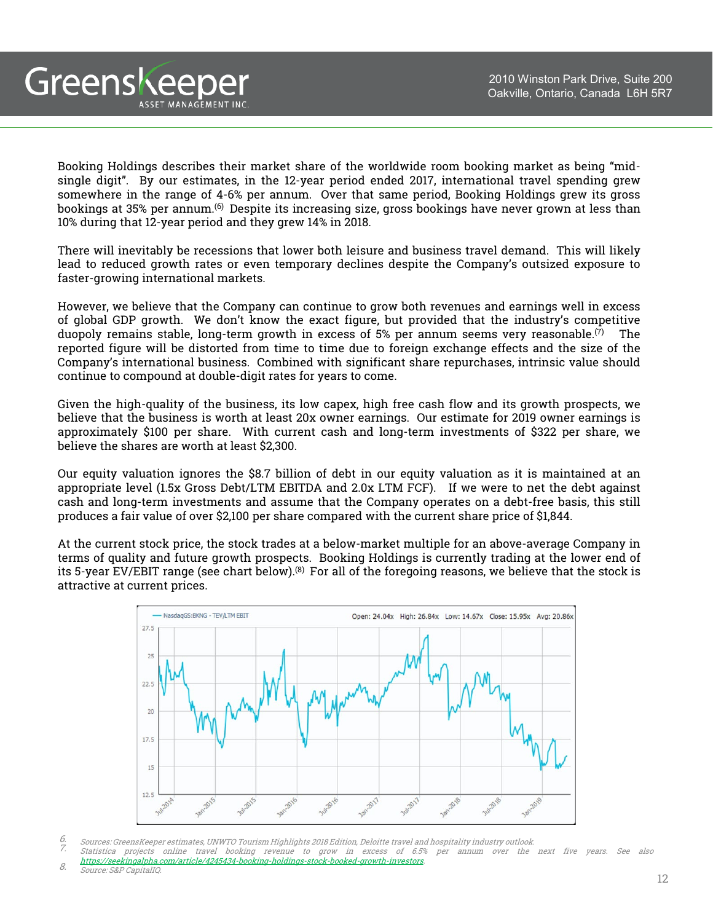Booking Holdings describes their market share of the worldwide room booking market as being "mid-single digit". By our estimates, in the 12-year period ended 2017, international travel spending grew somewhere in the range of 4-6% per annum. Over that same period, Booking Holdings grew its gross bookings at 35% per annum.[6] Despite its increasing size, gross bookings have never grown at less than 10% during that 12-year period and they grew 14% in 2018.

There will inevitably be recessions that lower both leisure and business travel demand. This will likely lead to reduced growth rates or even temporary declines despite the Company's outsized exposure to faster-growing international markets.

However, we believe that the Company can continue to grow both revenues and earnings well in excess of global GDP growth. We don't know the exact figure, but provided that the industry's competitive duopoly remains stable, long-term growth in excess of 5% per annum seems very reasonable.[7] The reported figure will be distorted from time to time due to foreign exchange effects and the size of the Company's international business. Combined with significant share repurchases, intrinsic value should continue to compound at double-digit rates for years to come.

Given the high-quality of the business, its low capex, high free cash flow and its growth prospects, we believe that the business is worth at least 20x owner earnings. Our estimate for 2019 owner earnings is approximately $100 per share. With current cash and long-term investments of $322 per share, we believe the shares are worth at least $2,300.

Our equity valuation ignores the $8.7 billion of debt in our equity valuation as it is maintained at an appropriate level (1.5x Gross Debt/LTM EBITDA and 2.0x LTM FCF). If we were to net the debt against cash and long-term investments and assume that the Company operates on a debt-free basis, this still produces a fair value of over $2,100 per share compared with the current share price of $1,844.

At the current stock price, the stock trades at a below-market multiple for an above-average Company in terms of quality and future growth prospects. Booking Holdings is currently trading at the lower end of its 5-year EV/EBIT range (see chart below).[8] For all of the foregoing reasons, we believe that the stock is attractive at current prices.

NasdaqGS:BKNG - TEV/LTM EBIT — Open: 24.04x High: 26.84x Low: 14.67x Close: 15.95x Avg: 20.86x

6. Sources: GreensKeeper estimates, UNWTO Tourism Highlights 2018 Edition, Deloitte travel and hospitality industry outlook.
7. Statistica projects online travel booking revenue to grow in excess of 6.5% per annum over the next five years. See also https://seekingalpha.com/article/4245434-booking-holdings-stock-booked-growth-investors.
8. Source: S&P CapitalIQ.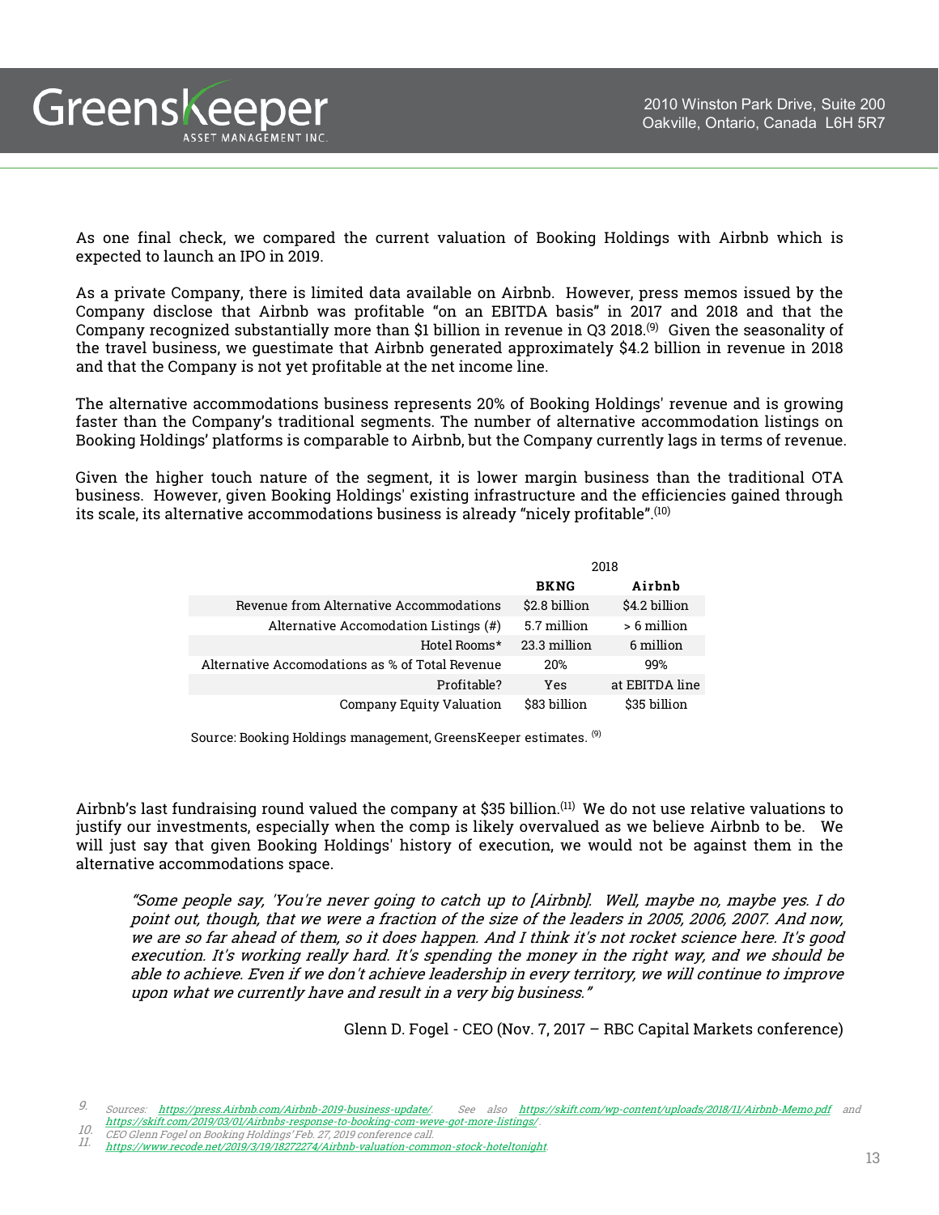As one final check, we compared the current valuation of Booking Holdings with Airbnb which is expected to launch an IPO in 2019.

As a private Company, there is limited data available on Airbnb. However, press memos issued by the Company disclose that Airbnb was profitable "on an EBITDA basis" in 2017 and 2018 and that the Company recognized substantially more than $1 billion in revenue in Q3 2018.[9] Given the seasonality of the travel business, we guestimate that Airbnb generated approximately $4.2 billion in revenue in 2018 and that the Company is not yet profitable at the net income line.

The alternative accommodations business represents 20% of Booking Holdings' revenue and is growing faster than the Company's traditional segments. The number of alternative accommodation listings on Booking Holdings' platforms is comparable to Airbnb, but the Company currently lags in terms of revenue.

Given the higher touch nature of the segment, it is lower margin business than the traditional OTA business. However, given Booking Holdings' existing infrastructure and the efficiencies gained through its scale, its alternative accommodations business is already "nicely profitable".[10]

| | 2018 | |
|---|---|---|
| | **BKNG** | **Airbnb** |
| Revenue from Alternative Accommodations | $2.8 billion | $4.2 billion |
| Alternative Accomodation Listings (#) | 5.7 million | > 6 million |
| Hotel Rooms* | 23.3 million | 6 million |
| Alternative Accomodations as % of Total Revenue | 20% | 99% |
| Profitable? | Yes | at EBITDA line |
| Company Equity Valuation | $83 billion | $35 billion |

Source: Booking Holdings management, GreensKeeper estimates. [9]

Airbnb's last fundraising round valued the company at $35 billion.[11] We do not use relative valuations to justify our investments, especially when the comp is likely overvalued as we believe Airbnb to be. We will just say that given Booking Holdings' history of execution, we would not be against them in the alternative accommodations space.

> *"Some people say, 'You're never going to catch up to [Airbnb]. Well, maybe no, maybe yes. I do point out, though, that we were a fraction of the size of the leaders in 2005, 2006, 2007. And now, we are so far ahead of them, so it does happen. And I think it's not rocket science here. It's good execution. It's working really hard. It's spending the money in the right way, and we should be able to achieve. Even if we don't achieve leadership in every territory, we will continue to improve upon what we currently have and result in a very big business."*
>
> Glenn D. Fogel - CEO (Nov. 7, 2017 – RBC Capital Markets conference)

9. *Sources: https://press.Airbnb.com/Airbnb-2019-business-update/. See also https://skift.com/wp-content/uploads/2018/11/Airbnb-Memo.pdf and https://skift.com/2019/03/01/Airbnbs-response-to-booking-com-weve-got-more-listings/.*
10. *CEO Glenn Fogel on Booking Holdings' Feb. 27, 2019 conference call.*
11. *https://www.recode.net/2019/3/19/18272274/Airbnb-valuation-common-stock-hoteltonight.*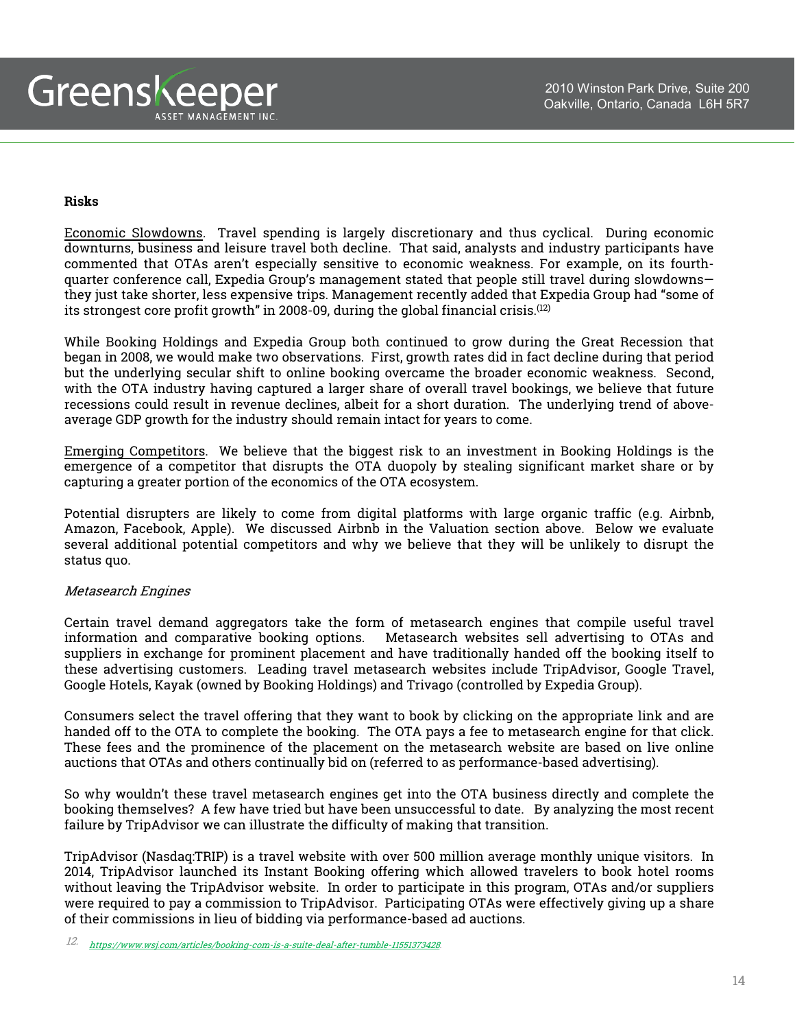**Risks**

Economic Slowdowns. Travel spending is largely discretionary and thus cyclical. During economic downturns, business and leisure travel both decline. That said, analysts and industry participants have commented that OTAs aren't especially sensitive to economic weakness. For example, on its fourth-quarter conference call, Expedia Group's management stated that people still travel during slowdowns—they just take shorter, less expensive trips. Management recently added that Expedia Group had "some of its strongest core profit growth" in 2008-09, during the global financial crisis.[12]

While Booking Holdings and Expedia Group both continued to grow during the Great Recession that began in 2008, we would make two observations. First, growth rates did in fact decline during that period but the underlying secular shift to online booking overcame the broader economic weakness. Second, with the OTA industry having captured a larger share of overall travel bookings, we believe that future recessions could result in revenue declines, albeit for a short duration. The underlying trend of above-average GDP growth for the industry should remain intact for years to come.

Emerging Competitors. We believe that the biggest risk to an investment in Booking Holdings is the emergence of a competitor that disrupts the OTA duopoly by stealing significant market share or by capturing a greater portion of the economics of the OTA ecosystem.

Potential disrupters are likely to come from digital platforms with large organic traffic (e.g. Airbnb, Amazon, Facebook, Apple). We discussed Airbnb in the Valuation section above. Below we evaluate several additional potential competitors and why we believe that they will be unlikely to disrupt the status quo.

*Metasearch Engines*

Certain travel demand aggregators take the form of metasearch engines that compile useful travel information and comparative booking options. Metasearch websites sell advertising to OTAs and suppliers in exchange for prominent placement and have traditionally handed off the booking itself to these advertising customers. Leading travel metasearch websites include TripAdvisor, Google Travel, Google Hotels, Kayak (owned by Booking Holdings) and Trivago (controlled by Expedia Group).

Consumers select the travel offering that they want to book by clicking on the appropriate link and are handed off to the OTA to complete the booking. The OTA pays a fee to metasearch engine for that click. These fees and the prominence of the placement on the metasearch website are based on live online auctions that OTAs and others continually bid on (referred to as performance-based advertising).

So why wouldn't these travel metasearch engines get into the OTA business directly and complete the booking themselves? A few have tried but have been unsuccessful to date. By analyzing the most recent failure by TripAdvisor we can illustrate the difficulty of making that transition.

TripAdvisor (Nasdaq:TRIP) is a travel website with over 500 million average monthly unique visitors. In 2014, TripAdvisor launched its Instant Booking offering which allowed travelers to book hotel rooms without leaving the TripAdvisor website. In order to participate in this program, OTAs and/or suppliers were required to pay a commission to TripAdvisor. Participating OTAs were effectively giving up a share of their commissions in lieu of bidding via performance-based ad auctions.

12. https://www.wsj.com/articles/booking-com-is-a-suite-deal-after-tumble-11551373428.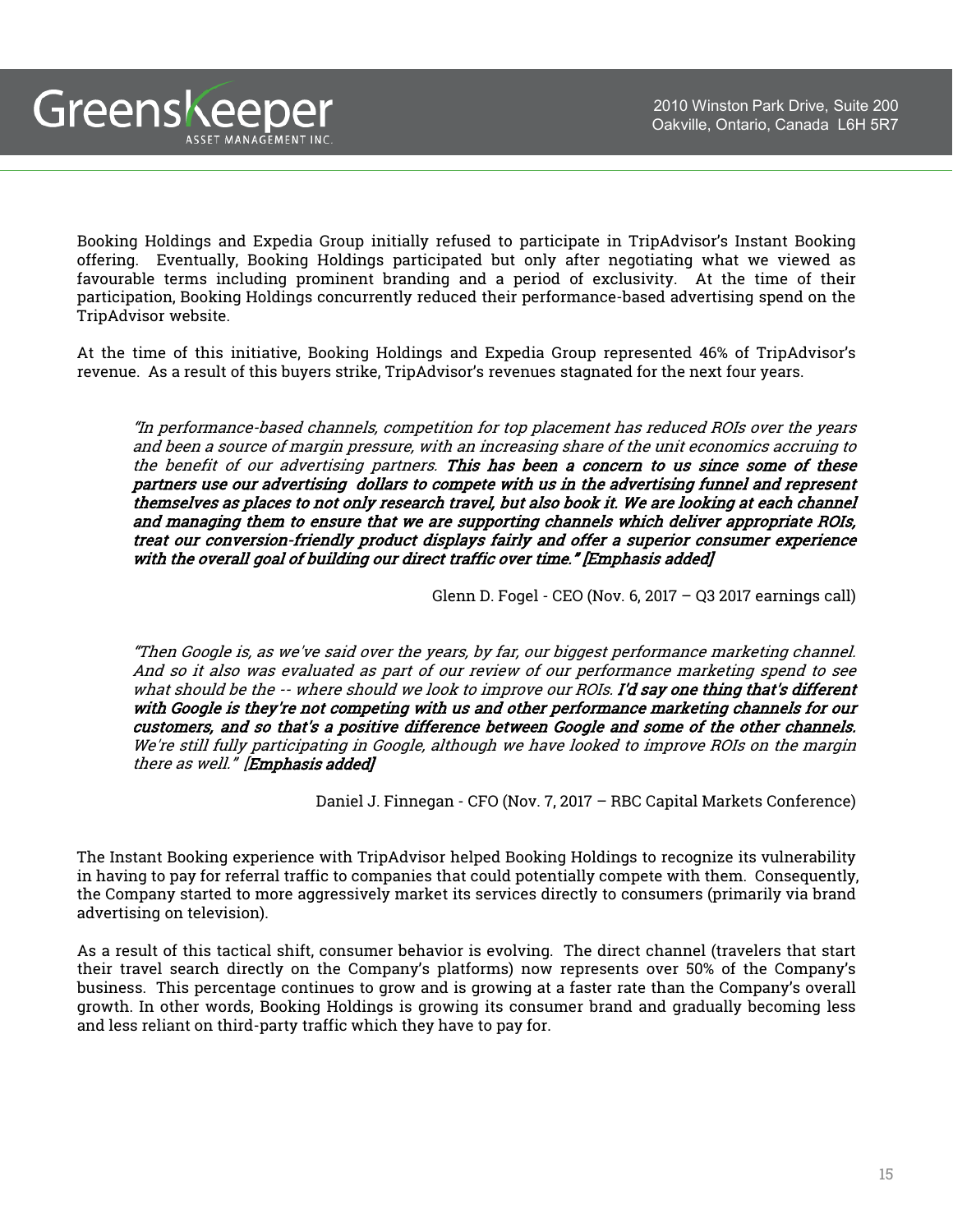Booking Holdings and Expedia Group initially refused to participate in TripAdvisor's Instant Booking offering. Eventually, Booking Holdings participated but only after negotiating what we viewed as favourable terms including prominent branding and a period of exclusivity. At the time of their participation, Booking Holdings concurrently reduced their performance-based advertising spend on the TripAdvisor website.

At the time of this initiative, Booking Holdings and Expedia Group represented 46% of TripAdvisor's revenue. As a result of this buyers strike, TripAdvisor's revenues stagnated for the next four years.

> *"In performance-based channels, competition for top placement has reduced ROIs over the years and been a source of margin pressure, with an increasing share of the unit economics accruing to the benefit of our advertising partners.* ***This has been a concern to us since some of these partners use our advertising dollars to compete with us in the advertising funnel and represent themselves as places to not only research travel, but also book it. We are looking at each channel and managing them to ensure that we are supporting channels which deliver appropriate ROIs, treat our conversion-friendly product displays fairly and offer a superior consumer experience with the overall goal of building our direct traffic over time." [Emphasis added]***
>
> Glenn D. Fogel - CEO (Nov. 6, 2017 – Q3 2017 earnings call)

> *"Then Google is, as we've said over the years, by far, our biggest performance marketing channel. And so it also was evaluated as part of our review of our performance marketing spend to see what should be the -- where should we look to improve our ROIs.* ***I'd say one thing that's different with Google is they're not competing with us and other performance marketing channels for our customers, and so that's a positive difference between Google and some of the other channels.*** *We're still fully participating in Google, although we have looked to improve ROIs on the margin there as well."* ***[Emphasis added]***
>
> Daniel J. Finnegan - CFO (Nov. 7, 2017 – RBC Capital Markets Conference)

The Instant Booking experience with TripAdvisor helped Booking Holdings to recognize its vulnerability in having to pay for referral traffic to companies that could potentially compete with them. Consequently, the Company started to more aggressively market its services directly to consumers (primarily via brand advertising on television).

As a result of this tactical shift, consumer behavior is evolving. The direct channel (travelers that start their travel search directly on the Company's platforms) now represents over 50% of the Company's business. This percentage continues to grow and is growing at a faster rate than the Company's overall growth. In other words, Booking Holdings is growing its consumer brand and gradually becoming less and less reliant on third-party traffic which they have to pay for.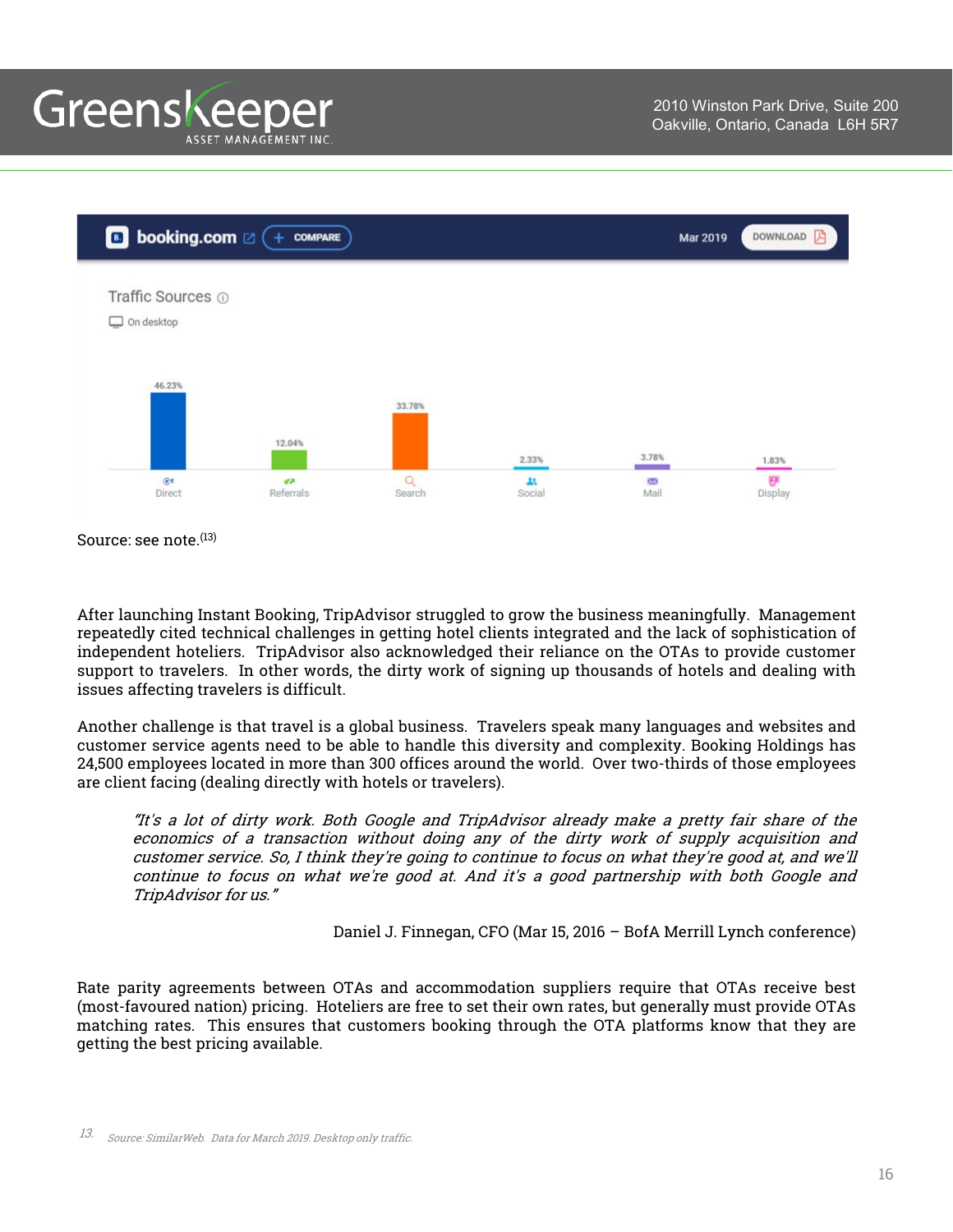Source: see note.[13]

After launching Instant Booking, TripAdvisor struggled to grow the business meaningfully. Management repeatedly cited technical challenges in getting hotel clients integrated and the lack of sophistication of independent hoteliers. TripAdvisor also acknowledged their reliance on the OTAs to provide customer support to travelers. In other words, the dirty work of signing up thousands of hotels and dealing with issues affecting travelers is difficult.

Another challenge is that travel is a global business. Travelers speak many languages and websites and customer service agents need to be able to handle this diversity and complexity. Booking Holdings has 24,500 employees located in more than 300 offices around the world. Over two-thirds of those employees are client facing (dealing directly with hotels or travelers).

> *"It's a lot of dirty work. Both Google and TripAdvisor already make a pretty fair share of the economics of a transaction without doing any of the dirty work of supply acquisition and customer service. So, I think they're going to continue to focus on what they're good at, and we'll continue to focus on what we're good at. And it's a good partnership with both Google and TripAdvisor for us."*
>
> Daniel J. Finnegan, CFO (Mar 15, 2016 – BofA Merrill Lynch conference)

Rate parity agreements between OTAs and accommodation suppliers require that OTAs receive best (most-favoured nation) pricing. Hoteliers are free to set their own rates, but generally must provide OTAs matching rates. This ensures that customers booking through the OTA platforms know that they are getting the best pricing available.

13. *Source: SimilarWeb. Data for March 2019. Desktop only traffic.*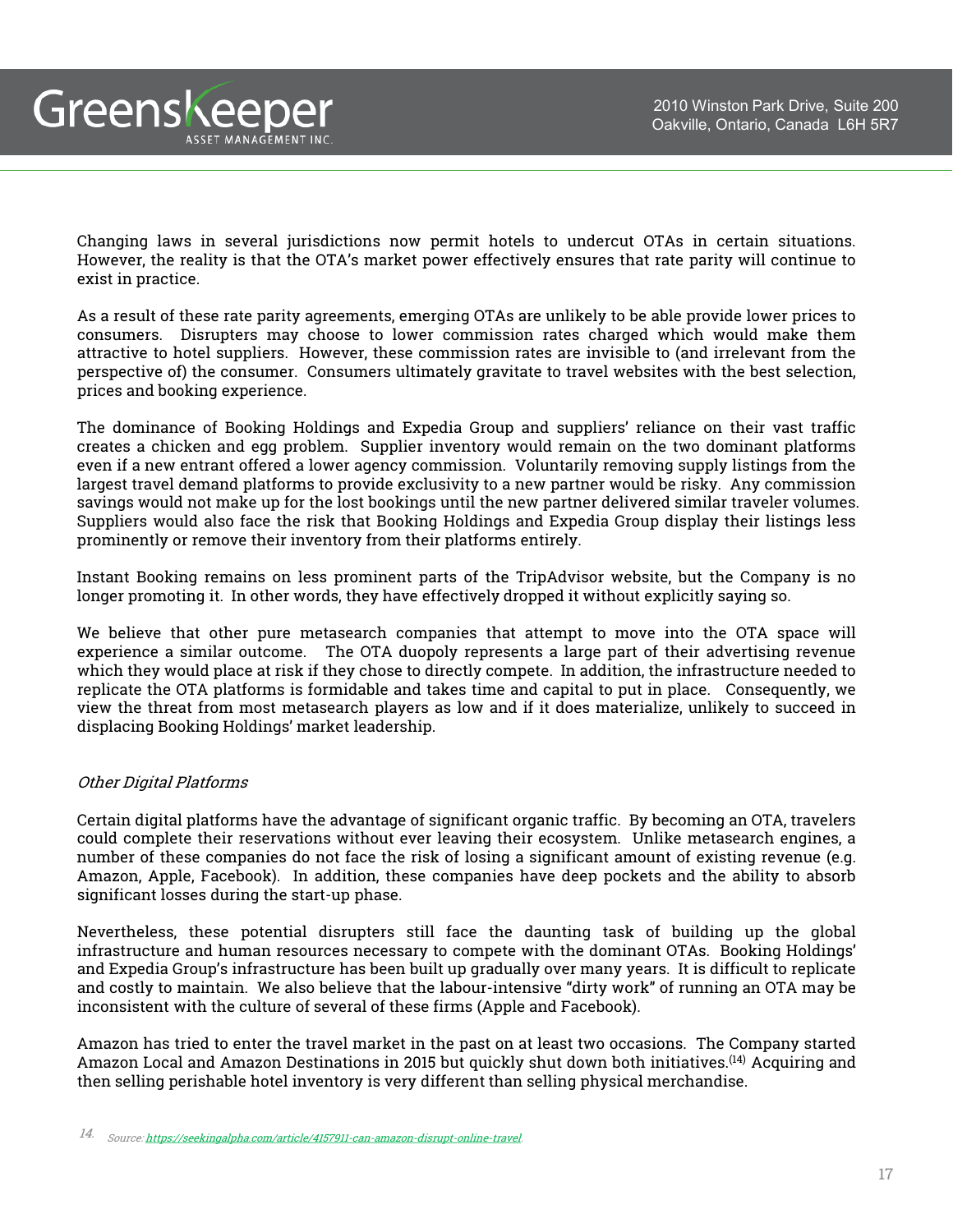Changing laws in several jurisdictions now permit hotels to undercut OTAs in certain situations. However, the reality is that the OTA's market power effectively ensures that rate parity will continue to exist in practice.

As a result of these rate parity agreements, emerging OTAs are unlikely to be able provide lower prices to consumers. Disrupters may choose to lower commission rates charged which would make them attractive to hotel suppliers. However, these commission rates are invisible to (and irrelevant from the perspective of) the consumer. Consumers ultimately gravitate to travel websites with the best selection, prices and booking experience.

The dominance of Booking Holdings and Expedia Group and suppliers' reliance on their vast traffic creates a chicken and egg problem. Supplier inventory would remain on the two dominant platforms even if a new entrant offered a lower agency commission. Voluntarily removing supply listings from the largest travel demand platforms to provide exclusivity to a new partner would be risky. Any commission savings would not make up for the lost bookings until the new partner delivered similar traveler volumes. Suppliers would also face the risk that Booking Holdings and Expedia Group display their listings less prominently or remove their inventory from their platforms entirely.

Instant Booking remains on less prominent parts of the TripAdvisor website, but the Company is no longer promoting it. In other words, they have effectively dropped it without explicitly saying so.

We believe that other pure metasearch companies that attempt to move into the OTA space will experience a similar outcome. The OTA duopoly represents a large part of their advertising revenue which they would place at risk if they chose to directly compete. In addition, the infrastructure needed to replicate the OTA platforms is formidable and takes time and capital to put in place. Consequently, we view the threat from most metasearch players as low and if it does materialize, unlikely to succeed in displacing Booking Holdings' market leadership.

*Other Digital Platforms*

Certain digital platforms have the advantage of significant organic traffic. By becoming an OTA, travelers could complete their reservations without ever leaving their ecosystem. Unlike metasearch engines, a number of these companies do not face the risk of losing a significant amount of existing revenue (e.g. Amazon, Apple, Facebook). In addition, these companies have deep pockets and the ability to absorb significant losses during the start-up phase.

Nevertheless, these potential disrupters still face the daunting task of building up the global infrastructure and human resources necessary to compete with the dominant OTAs. Booking Holdings' and Expedia Group's infrastructure has been built up gradually over many years. It is difficult to replicate and costly to maintain. We also believe that the labour-intensive "dirty work" of running an OTA may be inconsistent with the culture of several of these firms (Apple and Facebook).

Amazon has tried to enter the travel market in the past on at least two occasions. The Company started Amazon Local and Amazon Destinations in 2015 but quickly shut down both initiatives.[14] Acquiring and then selling perishable hotel inventory is very different than selling physical merchandise.

14. *Source: https://seekingalpha.com/article/4157911-can-amazon-disrupt-online-travel.*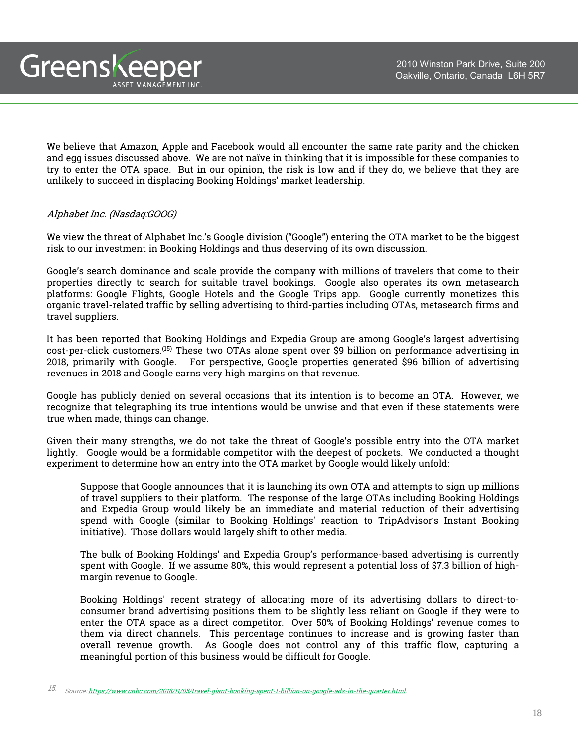We believe that Amazon, Apple and Facebook would all encounter the same rate parity and the chicken and egg issues discussed above. We are not naïve in thinking that it is impossible for these companies to try to enter the OTA space. But in our opinion, the risk is low and if they do, we believe that they are unlikely to succeed in displacing Booking Holdings' market leadership.

*Alphabet Inc. (Nasdaq:GOOG)*

We view the threat of Alphabet Inc.'s Google division ("Google") entering the OTA market to be the biggest risk to our investment in Booking Holdings and thus deserving of its own discussion.

Google's search dominance and scale provide the company with millions of travelers that come to their properties directly to search for suitable travel bookings. Google also operates its own metasearch platforms: Google Flights, Google Hotels and the Google Trips app. Google currently monetizes this organic travel-related traffic by selling advertising to third-parties including OTAs, metasearch firms and travel suppliers.

It has been reported that Booking Holdings and Expedia Group are among Google's largest advertising cost-per-click customers.[15] These two OTAs alone spent over $9 billion on performance advertising in 2018, primarily with Google. For perspective, Google properties generated $96 billion of advertising revenues in 2018 and Google earns very high margins on that revenue.

Google has publicly denied on several occasions that its intention is to become an OTA. However, we recognize that telegraphing its true intentions would be unwise and that even if these statements were true when made, things can change.

Given their many strengths, we do not take the threat of Google's possible entry into the OTA market lightly. Google would be a formidable competitor with the deepest of pockets. We conducted a thought experiment to determine how an entry into the OTA market by Google would likely unfold:

> Suppose that Google announces that it is launching its own OTA and attempts to sign up millions of travel suppliers to their platform. The response of the large OTAs including Booking Holdings and Expedia Group would likely be an immediate and material reduction of their advertising spend with Google (similar to Booking Holdings' reaction to TripAdvisor's Instant Booking initiative). Those dollars would largely shift to other media.
>
> The bulk of Booking Holdings' and Expedia Group's performance-based advertising is currently spent with Google. If we assume 80%, this would represent a potential loss of $7.3 billion of high-margin revenue to Google.
>
> Booking Holdings' recent strategy of allocating more of its advertising dollars to direct-to-consumer brand advertising positions them to be slightly less reliant on Google if they were to enter the OTA space as a direct competitor. Over 50% of Booking Holdings' revenue comes to them via direct channels. This percentage continues to increase and is growing faster than overall revenue growth. As Google does not control any of this traffic flow, capturing a meaningful portion of this business would be difficult for Google.

15. *Source: https://www.cnbc.com/2018/11/05/travel-giant-booking-spent-1-billion-on-google-ads-in-the-quarter.html.*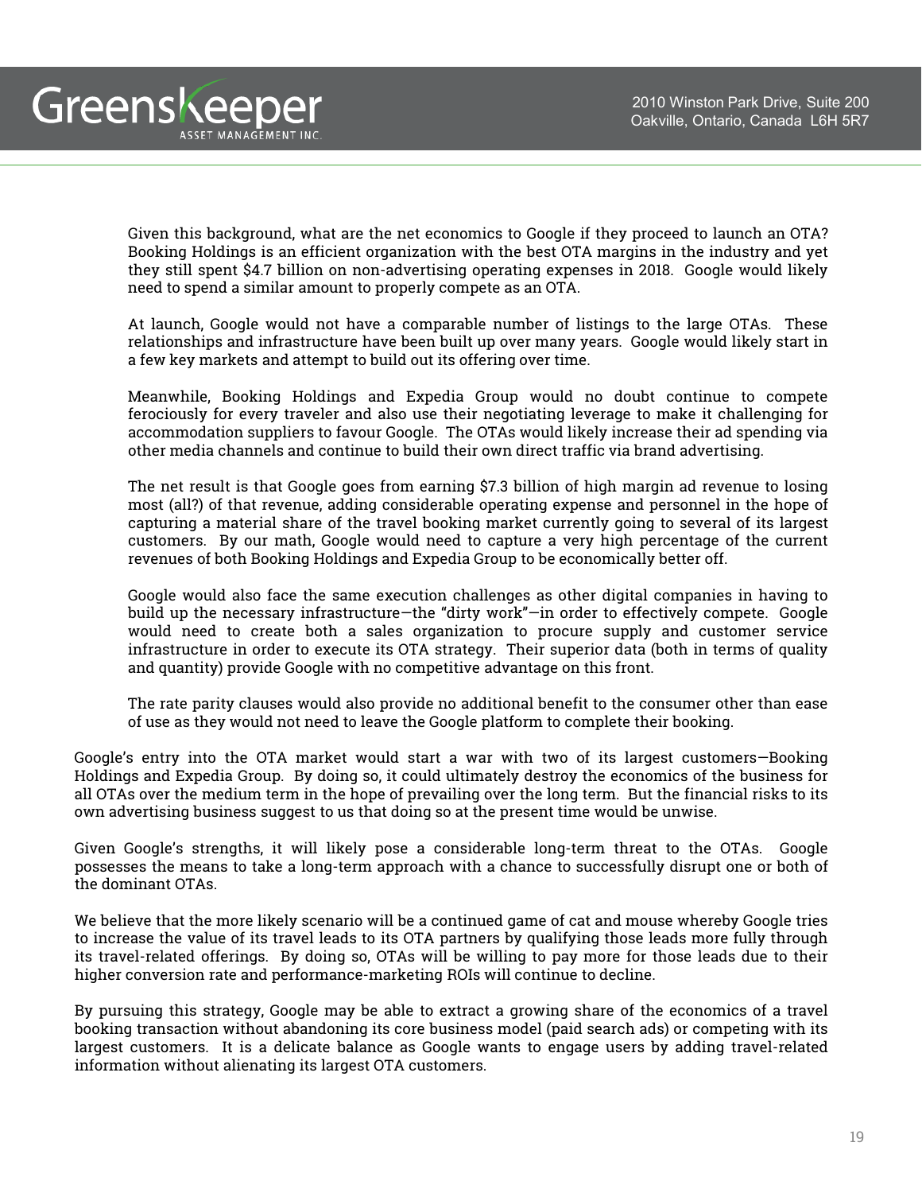> Given this background, what are the net economics to Google if they proceed to launch an OTA? Booking Holdings is an efficient organization with the best OTA margins in the industry and yet they still spent $4.7 billion on non-advertising operating expenses in 2018. Google would likely need to spend a similar amount to properly compete as an OTA.
>
> At launch, Google would not have a comparable number of listings to the large OTAs. These relationships and infrastructure have been built up over many years. Google would likely start in a few key markets and attempt to build out its offering over time.
>
> Meanwhile, Booking Holdings and Expedia Group would no doubt continue to compete ferociously for every traveler and also use their negotiating leverage to make it challenging for accommodation suppliers to favour Google. The OTAs would likely increase their ad spending via other media channels and continue to build their own direct traffic via brand advertising.
>
> The net result is that Google goes from earning $7.3 billion of high margin ad revenue to losing most (all?) of that revenue, adding considerable operating expense and personnel in the hope of capturing a material share of the travel booking market currently going to several of its largest customers. By our math, Google would need to capture a very high percentage of the current revenues of both Booking Holdings and Expedia Group to be economically better off.
>
> Google would also face the same execution challenges as other digital companies in having to build up the necessary infrastructure—the "dirty work"—in order to effectively compete. Google would need to create both a sales organization to procure supply and customer service infrastructure in order to execute its OTA strategy. Their superior data (both in terms of quality and quantity) provide Google with no competitive advantage on this front.
>
> The rate parity clauses would also provide no additional benefit to the consumer other than ease of use as they would not need to leave the Google platform to complete their booking.

Google's entry into the OTA market would start a war with two of its largest customers—Booking Holdings and Expedia Group. By doing so, it could ultimately destroy the economics of the business for all OTAs over the medium term in the hope of prevailing over the long term. But the financial risks to its own advertising business suggest to us that doing so at the present time would be unwise.

Given Google's strengths, it will likely pose a considerable long-term threat to the OTAs. Google possesses the means to take a long-term approach with a chance to successfully disrupt one or both of the dominant OTAs.

We believe that the more likely scenario will be a continued game of cat and mouse whereby Google tries to increase the value of its travel leads to its OTA partners by qualifying those leads more fully through its travel-related offerings. By doing so, OTAs will be willing to pay more for those leads due to their higher conversion rate and performance-marketing ROIs will continue to decline.

By pursuing this strategy, Google may be able to extract a growing share of the economics of a travel booking transaction without abandoning its core business model (paid search ads) or competing with its largest customers. It is a delicate balance as Google wants to engage users by adding travel-related information without alienating its largest OTA customers.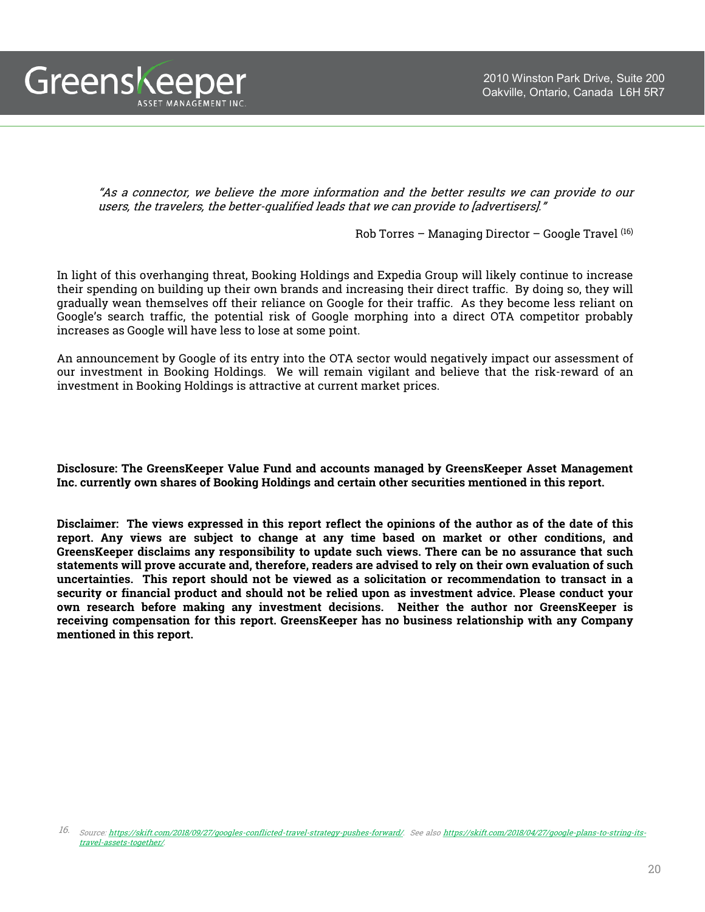*"As a connector, we believe the more information and the better results we can provide to our users, the travelers, the better-qualified leads that we can provide to [advertisers]."*

Rob Torres – Managing Director – Google Travel [16]

In light of this overhanging threat, Booking Holdings and Expedia Group will likely continue to increase their spending on building up their own brands and increasing their direct traffic. By doing so, they will gradually wean themselves off their reliance on Google for their traffic. As they become less reliant on Google's search traffic, the potential risk of Google morphing into a direct OTA competitor probably increases as Google will have less to lose at some point.

An announcement by Google of its entry into the OTA sector would negatively impact our assessment of our investment in Booking Holdings. We will remain vigilant and believe that the risk-reward of an investment in Booking Holdings is attractive at current market prices.

**Disclosure: The GreensKeeper Value Fund and accounts managed by GreensKeeper Asset Management Inc. currently own shares of Booking Holdings and certain other securities mentioned in this report.**

**Disclaimer: The views expressed in this report reflect the opinions of the author as of the date of this report. Any views are subject to change at any time based on market or other conditions, and GreensKeeper disclaims any responsibility to update such views. There can be no assurance that such statements will prove accurate and, therefore, readers are advised to rely on their own evaluation of such uncertainties. This report should not be viewed as a solicitation or recommendation to transact in a security or financial product and should not be relied upon as investment advice. Please conduct your own research before making any investment decisions. Neither the author nor GreensKeeper is receiving compensation for this report. GreensKeeper has no business relationship with any Company mentioned in this report.**

16. *Source: https://skift.com/2018/09/27/googles-conflicted-travel-strategy-pushes-forward/. See also https://skift.com/2018/04/27/google-plans-to-string-its-travel-assets-together/.*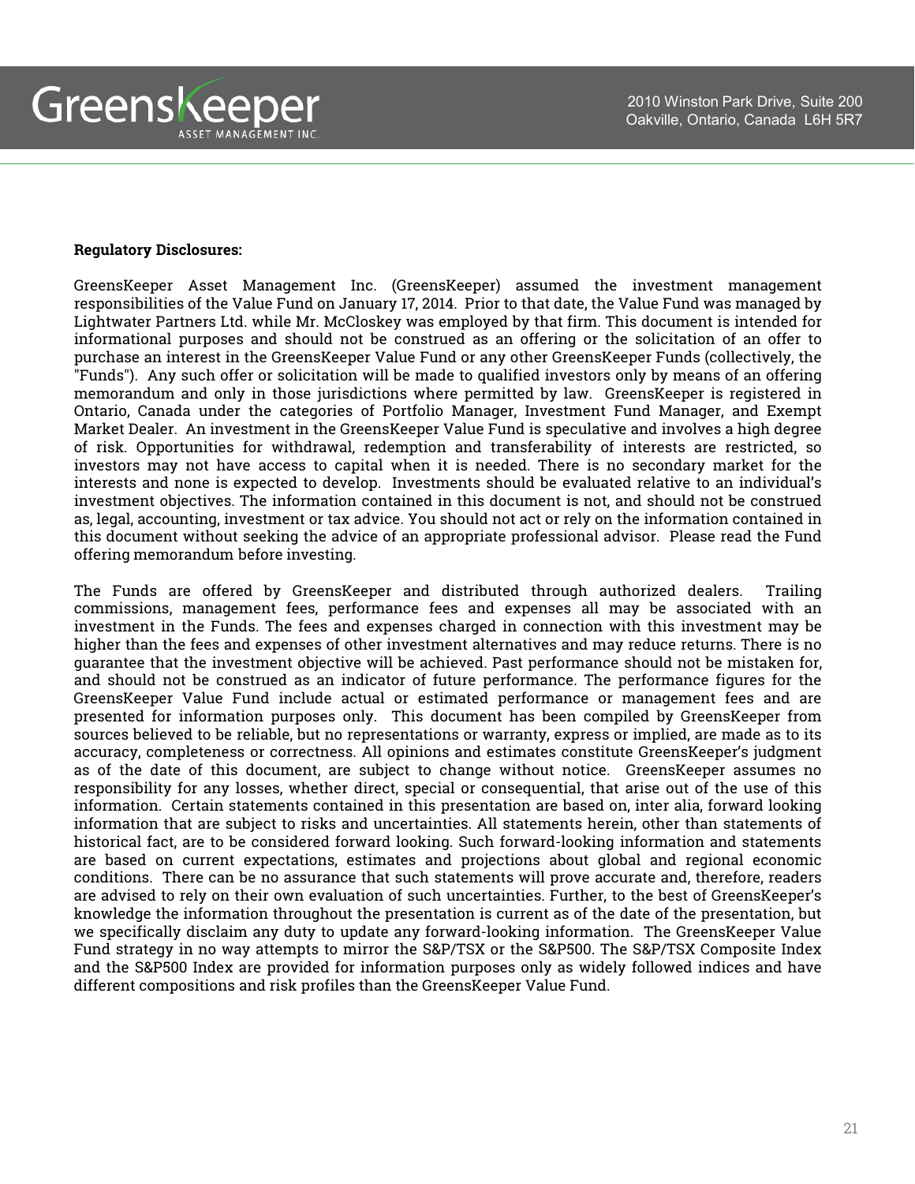**Regulatory Disclosures:**

GreensKeeper Asset Management Inc. (GreensKeeper) assumed the investment management responsibilities of the Value Fund on January 17, 2014. Prior to that date, the Value Fund was managed by Lightwater Partners Ltd. while Mr. McCloskey was employed by that firm. This document is intended for informational purposes and should not be construed as an offering or the solicitation of an offer to purchase an interest in the GreensKeeper Value Fund or any other GreensKeeper Funds (collectively, the "Funds"). Any such offer or solicitation will be made to qualified investors only by means of an offering memorandum and only in those jurisdictions where permitted by law. GreensKeeper is registered in Ontario, Canada under the categories of Portfolio Manager, Investment Fund Manager, and Exempt Market Dealer. An investment in the GreensKeeper Value Fund is speculative and involves a high degree of risk. Opportunities for withdrawal, redemption and transferability of interests are restricted, so investors may not have access to capital when it is needed. There is no secondary market for the interests and none is expected to develop. Investments should be evaluated relative to an individual's investment objectives. The information contained in this document is not, and should not be construed as, legal, accounting, investment or tax advice. You should not act or rely on the information contained in this document without seeking the advice of an appropriate professional advisor. Please read the Fund offering memorandum before investing.

The Funds are offered by GreensKeeper and distributed through authorized dealers. Trailing commissions, management fees, performance fees and expenses all may be associated with an investment in the Funds. The fees and expenses charged in connection with this investment may be higher than the fees and expenses of other investment alternatives and may reduce returns. There is no guarantee that the investment objective will be achieved. Past performance should not be mistaken for, and should not be construed as an indicator of future performance. The performance figures for the GreensKeeper Value Fund include actual or estimated performance or management fees and are presented for information purposes only. This document has been compiled by GreensKeeper from sources believed to be reliable, but no representations or warranty, express or implied, are made as to its accuracy, completeness or correctness. All opinions and estimates constitute GreensKeeper's judgment as of the date of this document, are subject to change without notice. GreensKeeper assumes no responsibility for any losses, whether direct, special or consequential, that arise out of the use of this information. Certain statements contained in this presentation are based on, inter alia, forward looking information that are subject to risks and uncertainties. All statements herein, other than statements of historical fact, are to be considered forward looking. Such forward-looking information and statements are based on current expectations, estimates and projections about global and regional economic conditions. There can be no assurance that such statements will prove accurate and, therefore, readers are advised to rely on their own evaluation of such uncertainties. Further, to the best of GreensKeeper's knowledge the information throughout the presentation is current as of the date of the presentation, but we specifically disclaim any duty to update any forward-looking information. The GreensKeeper Value Fund strategy in no way attempts to mirror the S&P/TSX or the S&P500. The S&P/TSX Composite Index and the S&P500 Index are provided for information purposes only as widely followed indices and have different compositions and risk profiles than the GreensKeeper Value Fund.